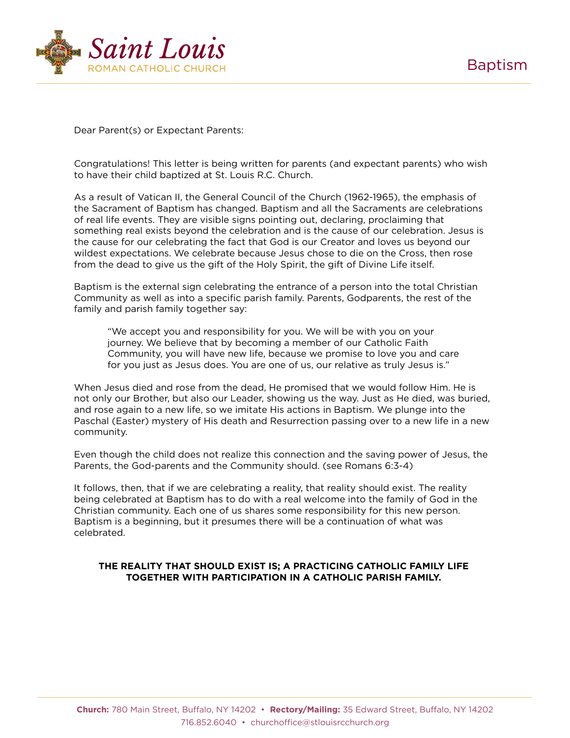# Saint Louis

ROMAN CATHOLIC CHURCH

## Baptism

Dear Parent(s) or Expectant Parents:

Congratulations! This letter is being written for parents (and expectant parents) who wish to have their child baptized at St. Louis R.C. Church.

As a result of Vatican II, the General Council of the Church (1962-1965), the emphasis of the Sacrament of Baptism has changed. Baptism and all the Sacraments are celebrations of real life events. They are visible signs pointing out, declaring, proclaiming that something real exists beyond the celebration and is the cause of our celebration. Jesus is the cause for our celebrating the fact that God is our Creator and loves us beyond our wildest expectations. We celebrate because Jesus chose to die on the Cross, then rose from the dead to give us the gift of the Holy Spirit, the gift of Divine Life itself.

Baptism is the external sign celebrating the entrance of a person into the total Christian Community as well as into a specific parish family. Parents, Godparents, the rest of the family and parish family together say:

> "We accept you and responsibility for you. We will be with you on your journey. We believe that by becoming a member of our Catholic Faith Community, you will have new life, because we promise to love you and care for you just as Jesus does. You are one of us, our relative as truly Jesus is."

When Jesus died and rose from the dead, He promised that we would follow Him. He is not only our Brother, but also our Leader, showing us the way. Just as He died, was buried, and rose again to a new life, so we imitate His actions in Baptism. We plunge into the Paschal (Easter) mystery of His death and Resurrection passing over to a new life in a new community.

Even though the child does not realize this connection and the saving power of Jesus, the Parents, the God-parents and the Community should. (see Romans 6:3-4)

It follows, then, that if we are celebrating a reality, that reality should exist. The reality being celebrated at Baptism has to do with a real welcome into the family of God in the Christian community. Each one of us shares some responsibility for this new person. Baptism is a beginning, but it presumes there will be a continuation of what was celebrated.

**THE REALITY THAT SHOULD EXIST IS; A PRACTICING CATHOLIC FAMILY LIFE TOGETHER WITH PARTICIPATION IN A CATHOLIC PARISH FAMILY.**

**Church:** 780 Main Street, Buffalo, NY 14202 • **Rectory/Mailing:** 35 Edward Street, Buffalo, NY 14202
716.852.6040 • churchoffice@stlouisrcchurch.org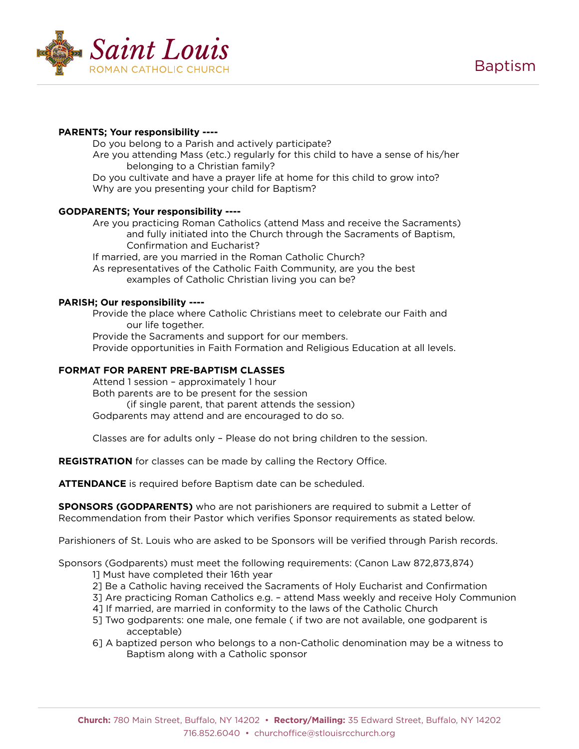**PARENTS; Your responsibility ----**

Do you belong to a Parish and actively participate?
Are you attending Mass (etc.) regularly for this child to have a sense of his/her belonging to a Christian family?
Do you cultivate and have a prayer life at home for this child to grow into?
Why are you presenting your child for Baptism?

**GODPARENTS; Your responsibility ----**

Are you practicing Roman Catholics (attend Mass and receive the Sacraments) and fully initiated into the Church through the Sacraments of Baptism, Confirmation and Eucharist?
If married, are you married in the Roman Catholic Church?
As representatives of the Catholic Faith Community, are you the best examples of Catholic Christian living you can be?

**PARISH; Our responsibility ----**

Provide the place where Catholic Christians meet to celebrate our Faith and our life together.
Provide the Sacraments and support for our members.
Provide opportunities in Faith Formation and Religious Education at all levels.

**FORMAT FOR PARENT PRE-BAPTISM CLASSES**

Attend 1 session – approximately 1 hour
Both parents are to be present for the session
(if single parent, that parent attends the session)
Godparents may attend and are encouraged to do so.

Classes are for adults only – Please do not bring children to the session.

**REGISTRATION** for classes can be made by calling the Rectory Office.

**ATTENDANCE** is required before Baptism date can be scheduled.

**SPONSORS (GODPARENTS)** who are not parishioners are required to submit a Letter of Recommendation from their Pastor which verifies Sponsor requirements as stated below.

Parishioners of St. Louis who are asked to be Sponsors will be verified through Parish records.

Sponsors (Godparents) must meet the following requirements: (Canon Law 872,873,874)

1] Must have completed their 16th year
2] Be a Catholic having received the Sacraments of Holy Eucharist and Confirmation
3] Are practicing Roman Catholics e.g. – attend Mass weekly and receive Holy Communion
4] If married, are married in conformity to the laws of the Catholic Church
5] Two godparents: one male, one female ( if two are not available, one godparent is acceptable)
6] A baptized person who belongs to a non-Catholic denomination may be a witness to Baptism along with a Catholic sponsor